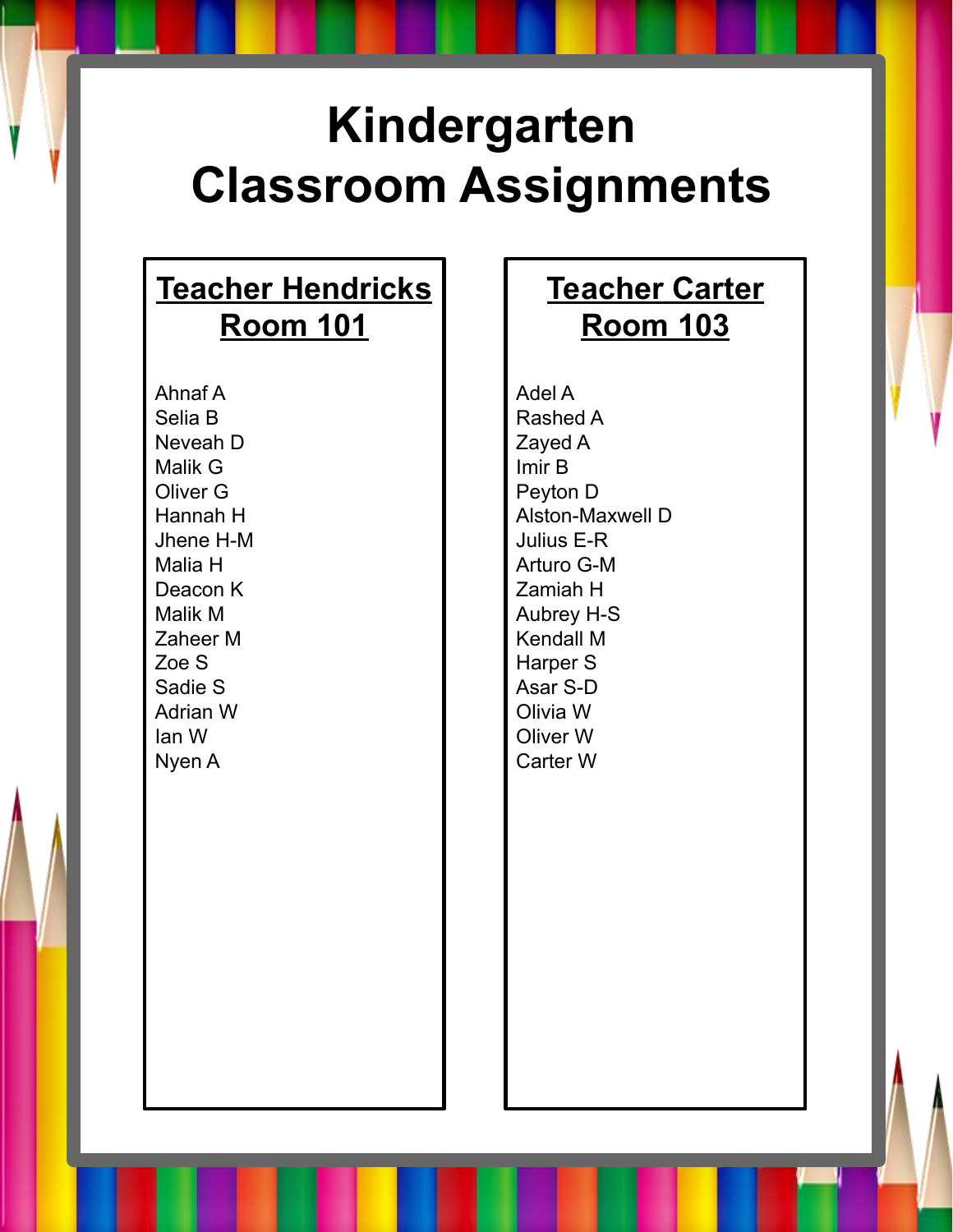# Kindergarten Classroom Assignments

## Teacher Hendricks
## Room 101

Ahnaf A
Selia B
Neveah D
Malik G
Oliver G
Hannah H
Jhene H-M
Malia H
Deacon K
Malik M
Zaheer M
Zoe S
Sadie S
Adrian W
Ian W
Nyen A

## Teacher Carter
## Room 103

Adel A
Rashed A
Zayed A
Imir B
Peyton D
Alston-Maxwell D
Julius E-R
Arturo G-M
Zamiah H
Aubrey H-S
Kendall M
Harper S
Asar S-D
Olivia W
Oliver W
Carter W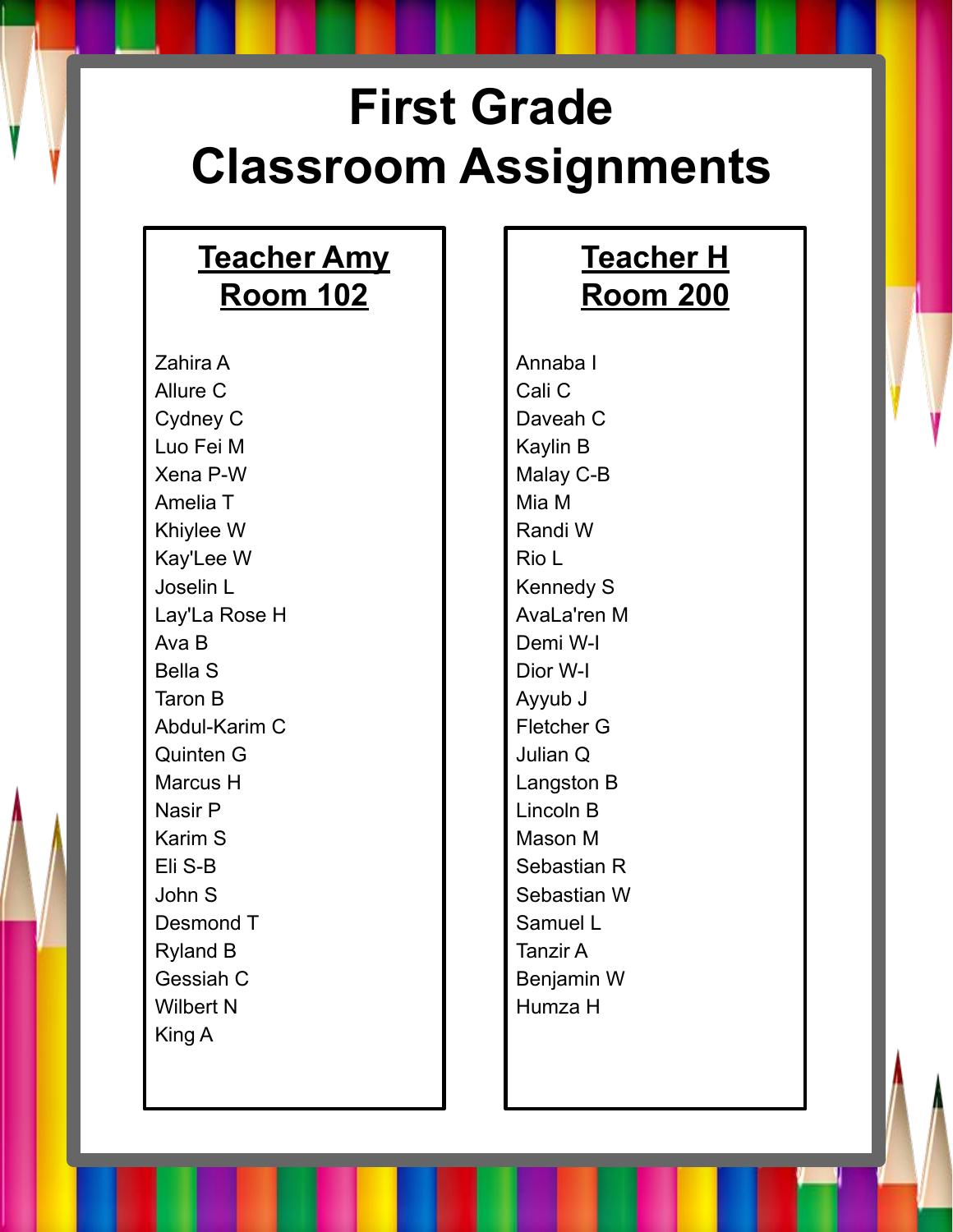# First Grade Classroom Assignments

## Teacher Amy
## Room 102

Zahira A
Allure C
Cydney C
Luo Fei M
Xena P-W
Amelia T
Khiylee W
Kay'Lee W
Joselin L
Lay'La Rose H
Ava B
Bella S
Taron B
Abdul-Karim C
Quinten G
Marcus H
Nasir P
Karim S
Eli S-B
John S
Desmond T
Ryland B
Gessiah C
Wilbert N
King A

## Teacher H
## Room 200

Annaba I
Cali C
Daveah C
Kaylin B
Malay C-B
Mia M
Randi W
Rio L
Kennedy S
AvaLa'ren M
Demi W-I
Dior W-I
Ayyub J
Fletcher G
Julian Q
Langston B
Lincoln B
Mason M
Sebastian R
Sebastian W
Samuel L
Tanzir A
Benjamin W
Humza H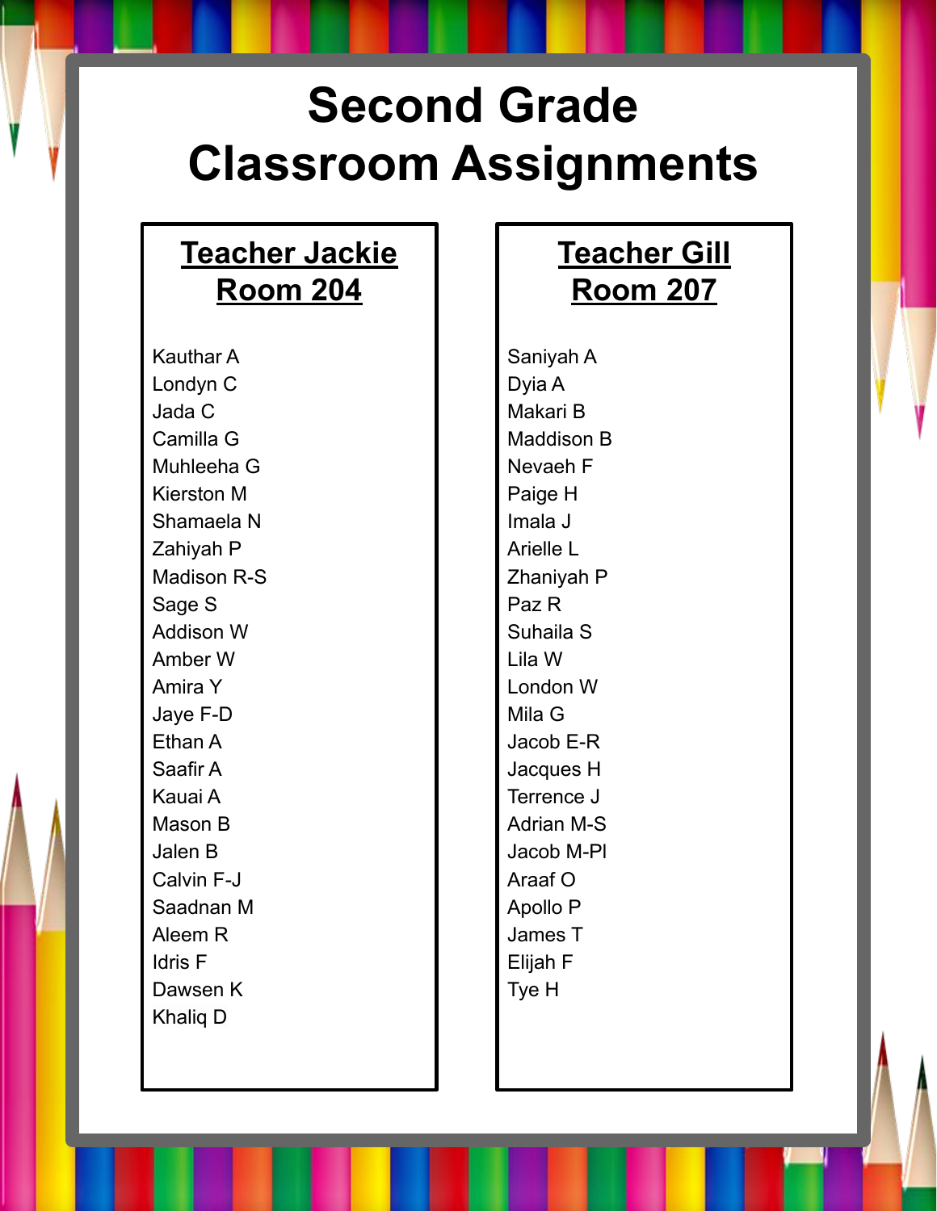# Second Grade Classroom Assignments

## Teacher Jackie
## Room 204

Kauthar A
Londyn C
Jada C
Camilla G
Muhleeha G
Kierston M
Shamaela N
Zahiyah P
Madison R-S
Sage S
Addison W
Amber W
Amira Y
Jaye F-D
Ethan A
Saafir A
Kauai A
Mason B
Jalen B
Calvin F-J
Saadnan M
Aleem R
Idris F
Dawsen K
Khaliq D

## Teacher Gill
## Room 207

Saniyah A
Dyia A
Makari B
Maddison B
Nevaeh F
Paige H
Imala J
Arielle L
Zhaniyah P
Paz R
Suhaila S
Lila W
London W
Mila G
Jacob E-R
Jacques H
Terrence J
Adrian M-S
Jacob M-Pl
Araaf O
Apollo P
James T
Elijah F
Tye H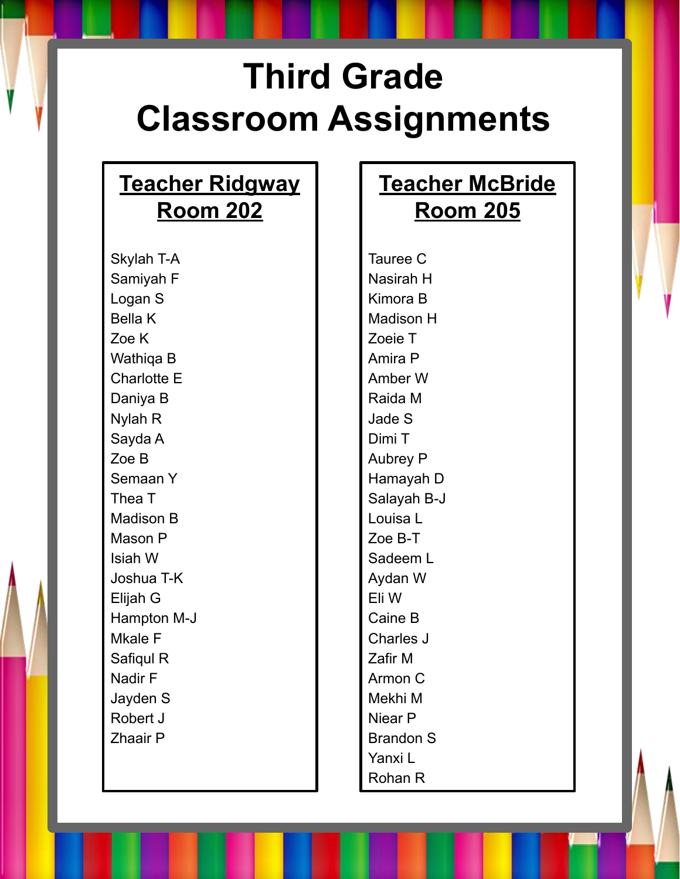# Third Grade Classroom Assignments

## Teacher Ridgway
## Room 202

Skylah T-A
Samiyah F
Logan S
Bella K
Zoe K
Wathiqa B
Charlotte E
Daniya B
Nylah R
Sayda A
Zoe B
Semaan Y
Thea T
Madison B
Mason P
Isiah W
Joshua T-K
Elijah G
Hampton M-J
Mkale F
Safiqul R
Nadir F
Jayden S
Robert J
Zhaair P

## Teacher McBride
## Room 205

Tauree C
Nasirah H
Kimora B
Madison H
Zoeie T
Amira P
Amber W
Raida M
Jade S
Dimi T
Aubrey P
Hamayah D
Salayah B-J
Louisa L
Zoe B-T
Sadeem L
Aydan W
Eli W
Caine B
Charles J
Zafir M
Armon C
Mekhi M
Niear P
Brandon S
Yanxi L
Rohan R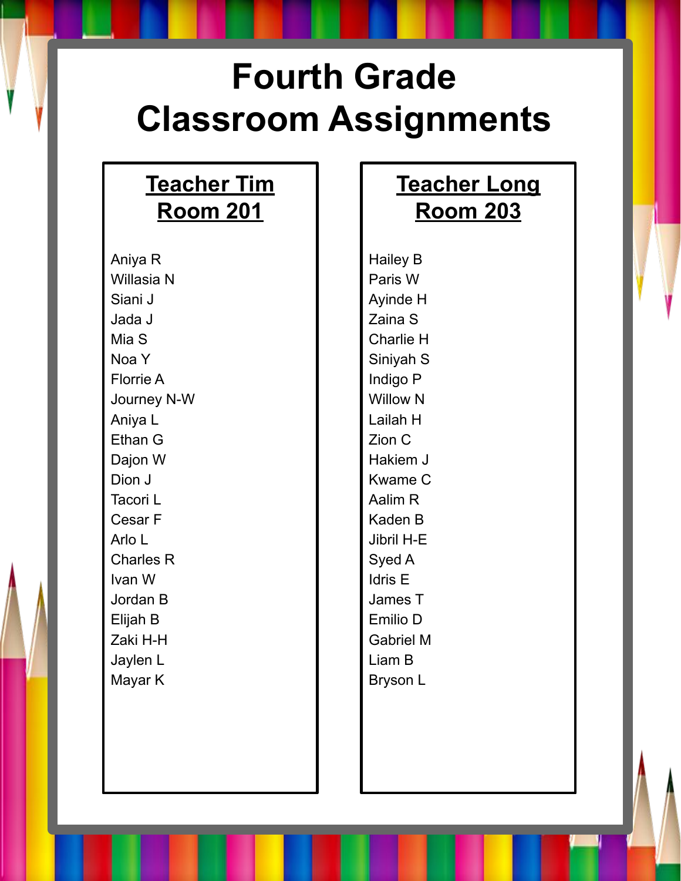# Fourth Grade Classroom Assignments

## Teacher Tim
## Room 201

Aniya R
Willasia N
Siani J
Jada J
Mia S
Noa Y
Florrie A
Journey N-W
Aniya L
Ethan G
Dajon W
Dion J
Tacori L
Cesar F
Arlo L
Charles R
Ivan W
Jordan B
Elijah B
Zaki H-H
Jaylen L
Mayar K

## Teacher Long
## Room 203

Hailey B
Paris W
Ayinde H
Zaina S
Charlie H
Siniyah S
Indigo P
Willow N
Lailah H
Zion C
Hakiem J
Kwame C
Aalim R
Kaden B
Jibril H-E
Syed A
Idris E
James T
Emilio D
Gabriel M
Liam B
Bryson L